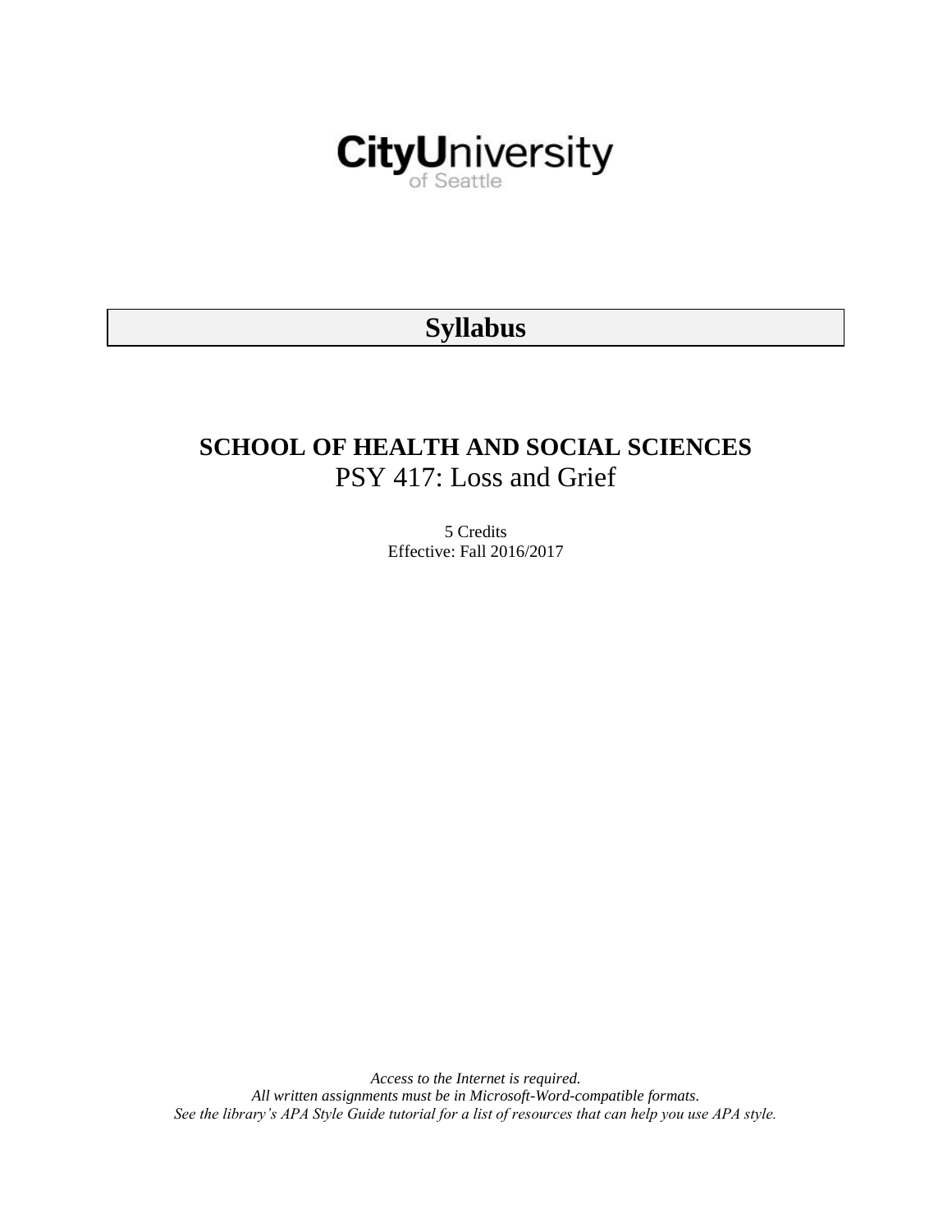CityUniversity
of Seattle

# Syllabus

## SCHOOL OF HEALTH AND SOCIAL SCIENCES

PSY 417: Loss and Grief

5 Credits
Effective: Fall 2016/2017

*Access to the Internet is required.*
*All written assignments must be in Microsoft-Word-compatible formats.*
*See the library's APA Style Guide tutorial for a list of resources that can help you use APA style.*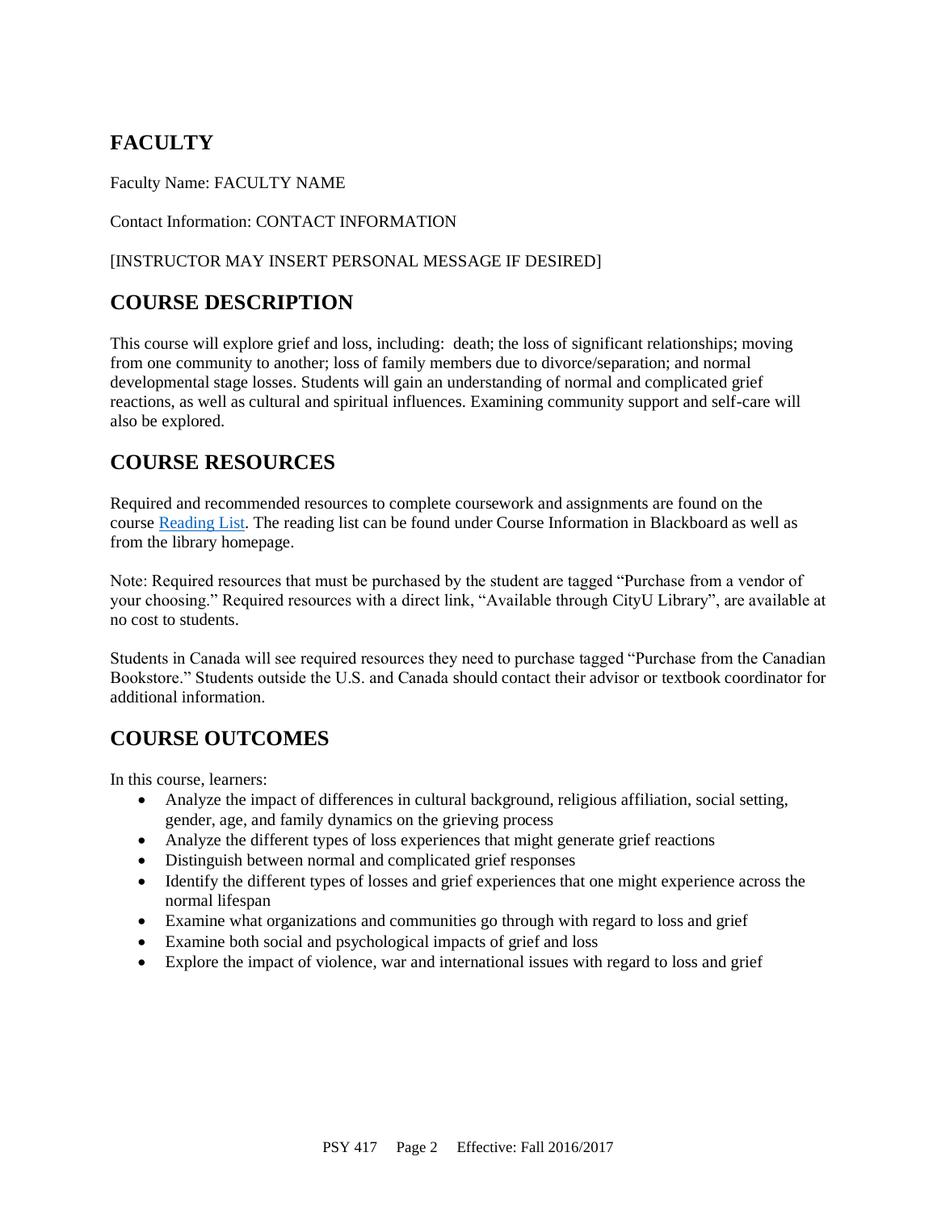## FACULTY

Faculty Name: FACULTY NAME

Contact Information: CONTACT INFORMATION

[INSTRUCTOR MAY INSERT PERSONAL MESSAGE IF DESIRED]

## COURSE DESCRIPTION

This course will explore grief and loss, including: death; the loss of significant relationships; moving from one community to another; loss of family members due to divorce/separation; and normal developmental stage losses. Students will gain an understanding of normal and complicated grief reactions, as well as cultural and spiritual influences. Examining community support and self-care will also be explored.

## COURSE RESOURCES

Required and recommended resources to complete coursework and assignments are found on the course Reading List. The reading list can be found under Course Information in Blackboard as well as from the library homepage.

Note: Required resources that must be purchased by the student are tagged "Purchase from a vendor of your choosing." Required resources with a direct link, "Available through CityU Library", are available at no cost to students.

Students in Canada will see required resources they need to purchase tagged "Purchase from the Canadian Bookstore." Students outside the U.S. and Canada should contact their advisor or textbook coordinator for additional information.

## COURSE OUTCOMES

In this course, learners:

- Analyze the impact of differences in cultural background, religious affiliation, social setting, gender, age, and family dynamics on the grieving process
- Analyze the different types of loss experiences that might generate grief reactions
- Distinguish between normal and complicated grief responses
- Identify the different types of losses and grief experiences that one might experience across the normal lifespan
- Examine what organizations and communities go through with regard to loss and grief
- Examine both social and psychological impacts of grief and loss
- Explore the impact of violence, war and international issues with regard to loss and grief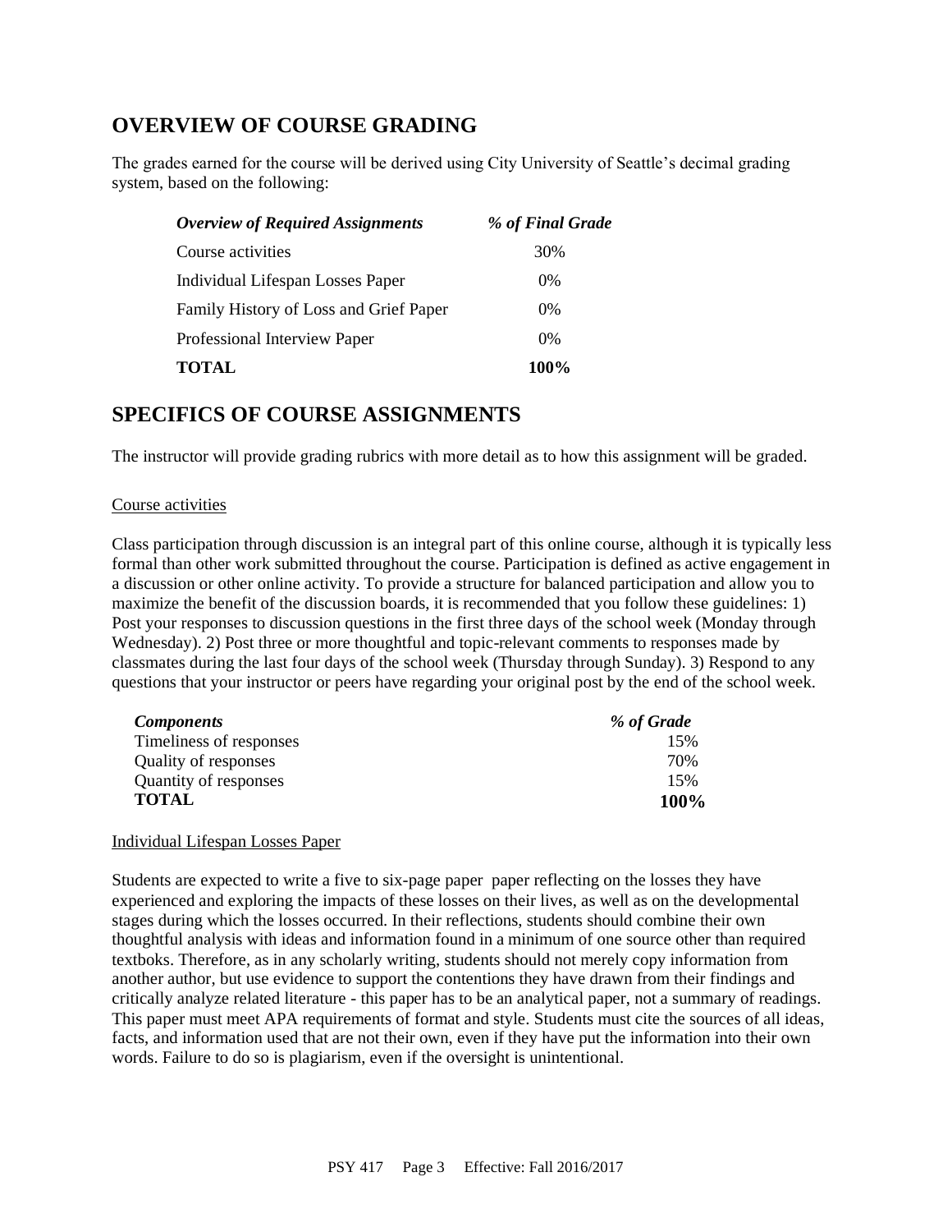## OVERVIEW OF COURSE GRADING

The grades earned for the course will be derived using City University of Seattle's decimal grading system, based on the following:

| *Overview of Required Assignments* | *% of Final Grade* |
|---|---|
| Course activities | 30% |
| Individual Lifespan Losses Paper | 0% |
| Family History of Loss and Grief Paper | 0% |
| Professional Interview Paper | 0% |
| **TOTAL** | **100%** |

## SPECIFICS OF COURSE ASSIGNMENTS

The instructor will provide grading rubrics with more detail as to how this assignment will be graded.

Course activities

Class participation through discussion is an integral part of this online course, although it is typically less formal than other work submitted throughout the course. Participation is defined as active engagement in a discussion or other online activity. To provide a structure for balanced participation and allow you to maximize the benefit of the discussion boards, it is recommended that you follow these guidelines: 1) Post your responses to discussion questions in the first three days of the school week (Monday through Wednesday). 2) Post three or more thoughtful and topic-relevant comments to responses made by classmates during the last four days of the school week (Thursday through Sunday). 3) Respond to any questions that your instructor or peers have regarding your original post by the end of the school week.

| *Components* | *% of Grade* |
|---|---|
| Timeliness of responses | 15% |
| Quality of responses | 70% |
| Quantity of responses | 15% |
| **TOTAL** | **100%** |

Individual Lifespan Losses Paper

Students are expected to write a five to six-page paper paper reflecting on the losses they have experienced and exploring the impacts of these losses on their lives, as well as on the developmental stages during which the losses occurred. In their reflections, students should combine their own thoughtful analysis with ideas and information found in a minimum of one source other than required textboks. Therefore, as in any scholarly writing, students should not merely copy information from another author, but use evidence to support the contentions they have drawn from their findings and critically analyze related literature - this paper has to be an analytical paper, not a summary of readings. This paper must meet APA requirements of format and style. Students must cite the sources of all ideas, facts, and information used that are not their own, even if they have put the information into their own words. Failure to do so is plagiarism, even if the oversight is unintentional.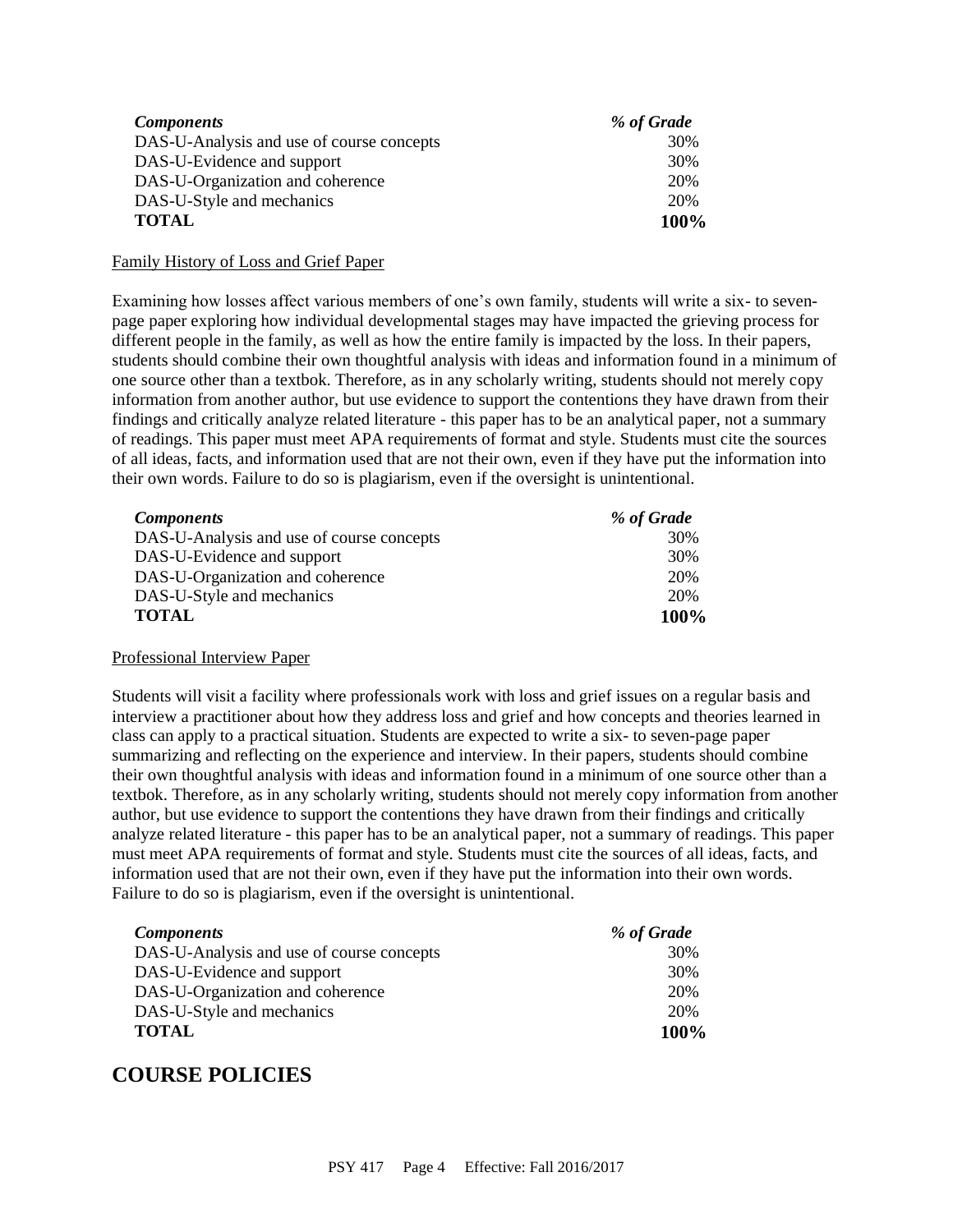| *Components* | *% of Grade* |
|---|---|
| DAS-U-Analysis and use of course concepts | 30% |
| DAS-U-Evidence and support | 30% |
| DAS-U-Organization and coherence | 20% |
| DAS-U-Style and mechanics | 20% |
| **TOTAL** | **100%** |

Family History of Loss and Grief Paper

Examining how losses affect various members of one's own family, students will write a six- to seven-page paper exploring how individual developmental stages may have impacted the grieving process for different people in the family, as well as how the entire family is impacted by the loss. In their papers, students should combine their own thoughtful analysis with ideas and information found in a minimum of one source other than a textbok. Therefore, as in any scholarly writing, students should not merely copy information from another author, but use evidence to support the contentions they have drawn from their findings and critically analyze related literature - this paper has to be an analytical paper, not a summary of readings. This paper must meet APA requirements of format and style. Students must cite the sources of all ideas, facts, and information used that are not their own, even if they have put the information into their own words. Failure to do so is plagiarism, even if the oversight is unintentional.

| *Components* | *% of Grade* |
|---|---|
| DAS-U-Analysis and use of course concepts | 30% |
| DAS-U-Evidence and support | 30% |
| DAS-U-Organization and coherence | 20% |
| DAS-U-Style and mechanics | 20% |
| **TOTAL** | **100%** |

Professional Interview Paper

Students will visit a facility where professionals work with loss and grief issues on a regular basis and interview a practitioner about how they address loss and grief and how concepts and theories learned in class can apply to a practical situation. Students are expected to write a six- to seven-page paper summarizing and reflecting on the experience and interview. In their papers, students should combine their own thoughtful analysis with ideas and information found in a minimum of one source other than a textbok. Therefore, as in any scholarly writing, students should not merely copy information from another author, but use evidence to support the contentions they have drawn from their findings and critically analyze related literature - this paper has to be an analytical paper, not a summary of readings. This paper must meet APA requirements of format and style. Students must cite the sources of all ideas, facts, and information used that are not their own, even if they have put the information into their own words. Failure to do so is plagiarism, even if the oversight is unintentional.

| *Components* | *% of Grade* |
|---|---|
| DAS-U-Analysis and use of course concepts | 30% |
| DAS-U-Evidence and support | 30% |
| DAS-U-Organization and coherence | 20% |
| DAS-U-Style and mechanics | 20% |
| **TOTAL** | **100%** |

# COURSE POLICIES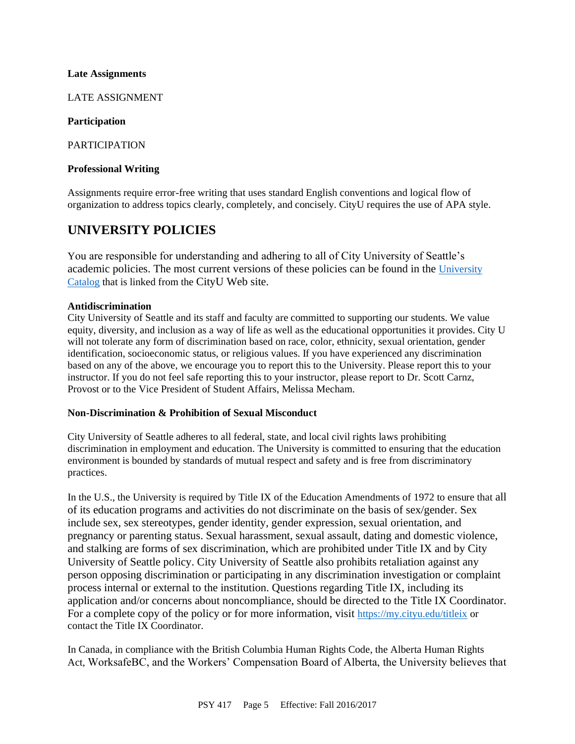**Late Assignments**

LATE ASSIGNMENT

**Participation**

PARTICIPATION

**Professional Writing**

Assignments require error-free writing that uses standard English conventions and logical flow of organization to address topics clearly, completely, and concisely. CityU requires the use of APA style.

## UNIVERSITY POLICIES

You are responsible for understanding and adhering to all of City University of Seattle's academic policies. The most current versions of these policies can be found in the [University Catalog](University Catalog) that is linked from the CityU Web site.

**Antidiscrimination**

City University of Seattle and its staff and faculty are committed to supporting our students. We value equity, diversity, and inclusion as a way of life as well as the educational opportunities it provides. City U will not tolerate any form of discrimination based on race, color, ethnicity, sexual orientation, gender identification, socioeconomic status, or religious values. If you have experienced any discrimination based on any of the above, we encourage you to report this to the University. Please report this to your instructor. If you do not feel safe reporting this to your instructor, please report to Dr. Scott Carnz, Provost or to the Vice President of Student Affairs, Melissa Mecham.

**Non-Discrimination & Prohibition of Sexual Misconduct**

City University of Seattle adheres to all federal, state, and local civil rights laws prohibiting discrimination in employment and education. The University is committed to ensuring that the education environment is bounded by standards of mutual respect and safety and is free from discriminatory practices.

In the U.S., the University is required by Title IX of the Education Amendments of 1972 to ensure that all of its education programs and activities do not discriminate on the basis of sex/gender. Sex include sex, sex stereotypes, gender identity, gender expression, sexual orientation, and pregnancy or parenting status. Sexual harassment, sexual assault, dating and domestic violence, and stalking are forms of sex discrimination, which are prohibited under Title IX and by City University of Seattle policy. City University of Seattle also prohibits retaliation against any person opposing discrimination or participating in any discrimination investigation or complaint process internal or external to the institution. Questions regarding Title IX, including its application and/or concerns about noncompliance, should be directed to the Title IX Coordinator. For a complete copy of the policy or for more information, visit https://my.cityu.edu/titleix or contact the Title IX Coordinator.

In Canada, in compliance with the British Columbia Human Rights Code, the Alberta Human Rights Act, WorksafeBC, and the Workers' Compensation Board of Alberta, the University believes that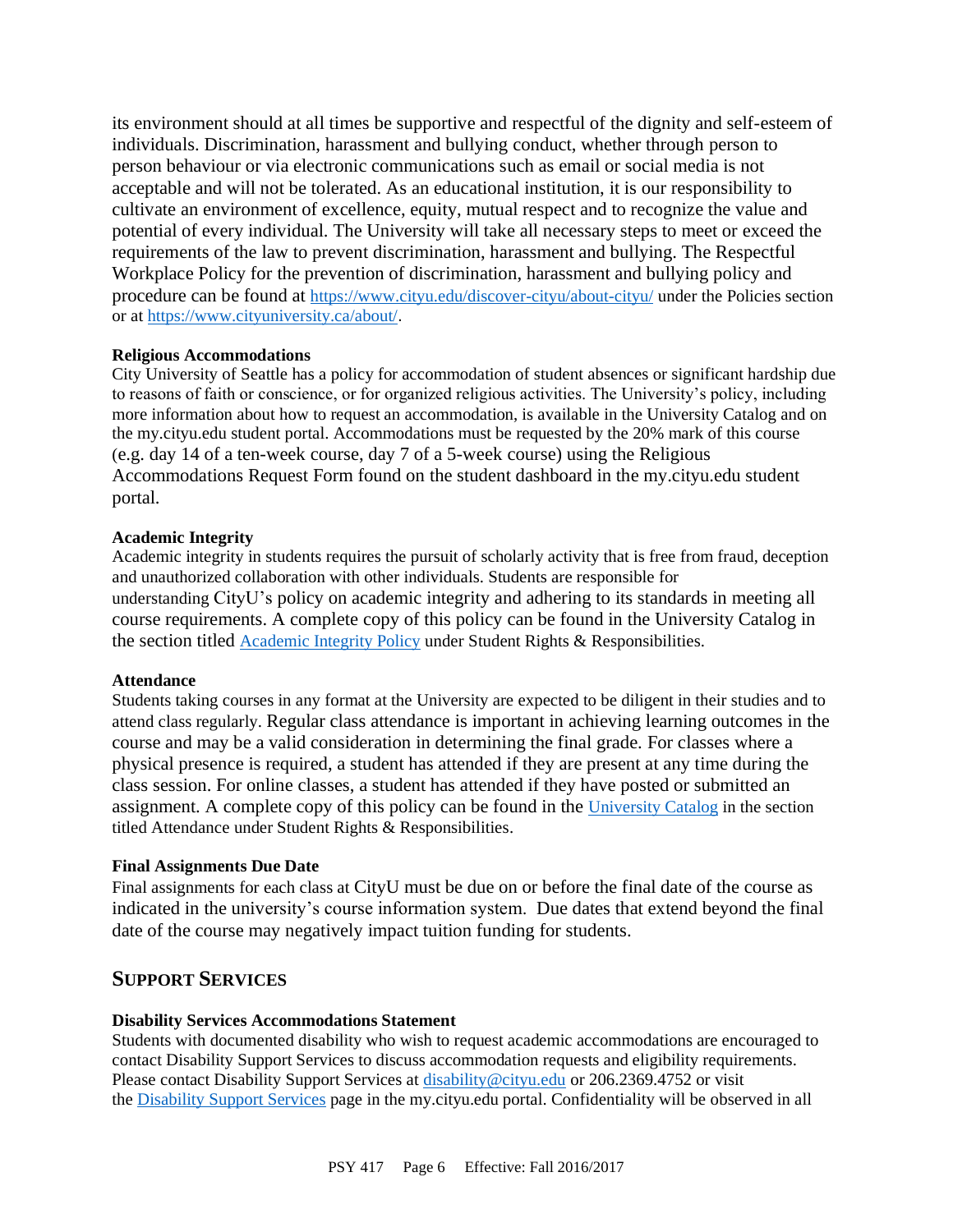its environment should at all times be supportive and respectful of the dignity and self-esteem of individuals. Discrimination, harassment and bullying conduct, whether through person to person behaviour or via electronic communications such as email or social media is not acceptable and will not be tolerated. As an educational institution, it is our responsibility to cultivate an environment of excellence, equity, mutual respect and to recognize the value and potential of every individual. The University will take all necessary steps to meet or exceed the requirements of the law to prevent discrimination, harassment and bullying. The Respectful Workplace Policy for the prevention of discrimination, harassment and bullying policy and procedure can be found at https://www.cityu.edu/discover-cityu/about-cityu/ under the Policies section or at https://www.cityuniversity.ca/about/.

**Religious Accommodations**

City University of Seattle has a policy for accommodation of student absences or significant hardship due to reasons of faith or conscience, or for organized religious activities. The University's policy, including more information about how to request an accommodation, is available in the University Catalog and on the my.cityu.edu student portal. Accommodations must be requested by the 20% mark of this course (e.g. day 14 of a ten-week course, day 7 of a 5-week course) using the Religious Accommodations Request Form found on the student dashboard in the my.cityu.edu student portal.

**Academic Integrity**

Academic integrity in students requires the pursuit of scholarly activity that is free from fraud, deception and unauthorized collaboration with other individuals. Students are responsible for understanding CityU's policy on academic integrity and adhering to its standards in meeting all course requirements. A complete copy of this policy can be found in the University Catalog in the section titled Academic Integrity Policy under Student Rights & Responsibilities.

**Attendance**

Students taking courses in any format at the University are expected to be diligent in their studies and to attend class regularly. Regular class attendance is important in achieving learning outcomes in the course and may be a valid consideration in determining the final grade. For classes where a physical presence is required, a student has attended if they are present at any time during the class session. For online classes, a student has attended if they have posted or submitted an assignment. A complete copy of this policy can be found in the University Catalog in the section titled Attendance under Student Rights & Responsibilities.

**Final Assignments Due Date**

Final assignments for each class at CityU must be due on or before the final date of the course as indicated in the university's course information system. Due dates that extend beyond the final date of the course may negatively impact tuition funding for students.

## Support Services

**Disability Services Accommodations Statement**

Students with documented disability who wish to request academic accommodations are encouraged to contact Disability Support Services to discuss accommodation requests and eligibility requirements. Please contact Disability Support Services at disability@cityu.edu or 206.2369.4752 or visit the Disability Support Services page in the my.cityu.edu portal. Confidentiality will be observed in all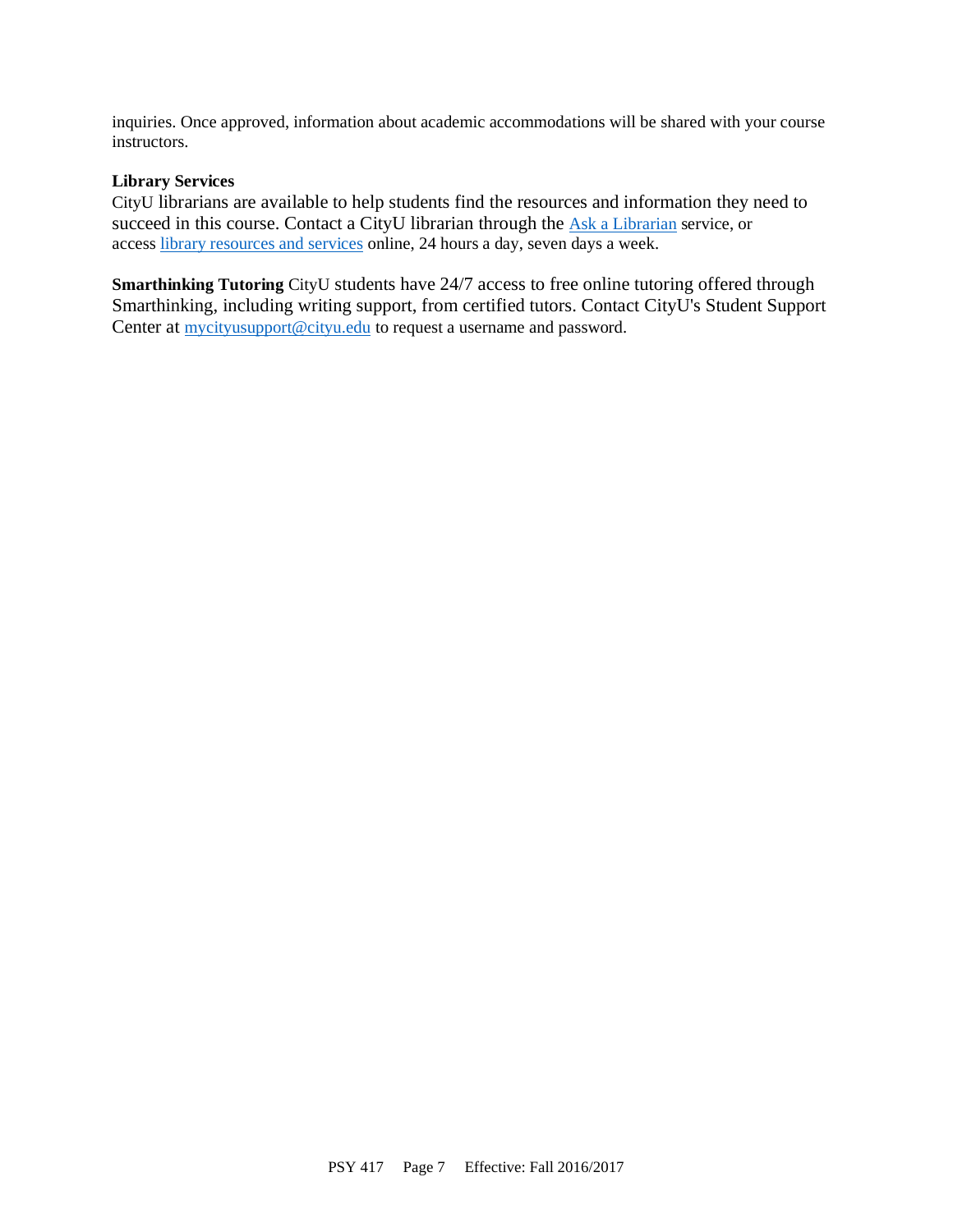inquiries. Once approved, information about academic accommodations will be shared with your course instructors.

**Library Services**
CityU librarians are available to help students find the resources and information they need to succeed in this course. Contact a CityU librarian through the Ask a Librarian service, or access library resources and services online, 24 hours a day, seven days a week.

**Smarthinking Tutoring** CityU students have 24/7 access to free online tutoring offered through Smarthinking, including writing support, from certified tutors. Contact CityU's Student Support Center at mycityusupport@cityu.edu to request a username and password.